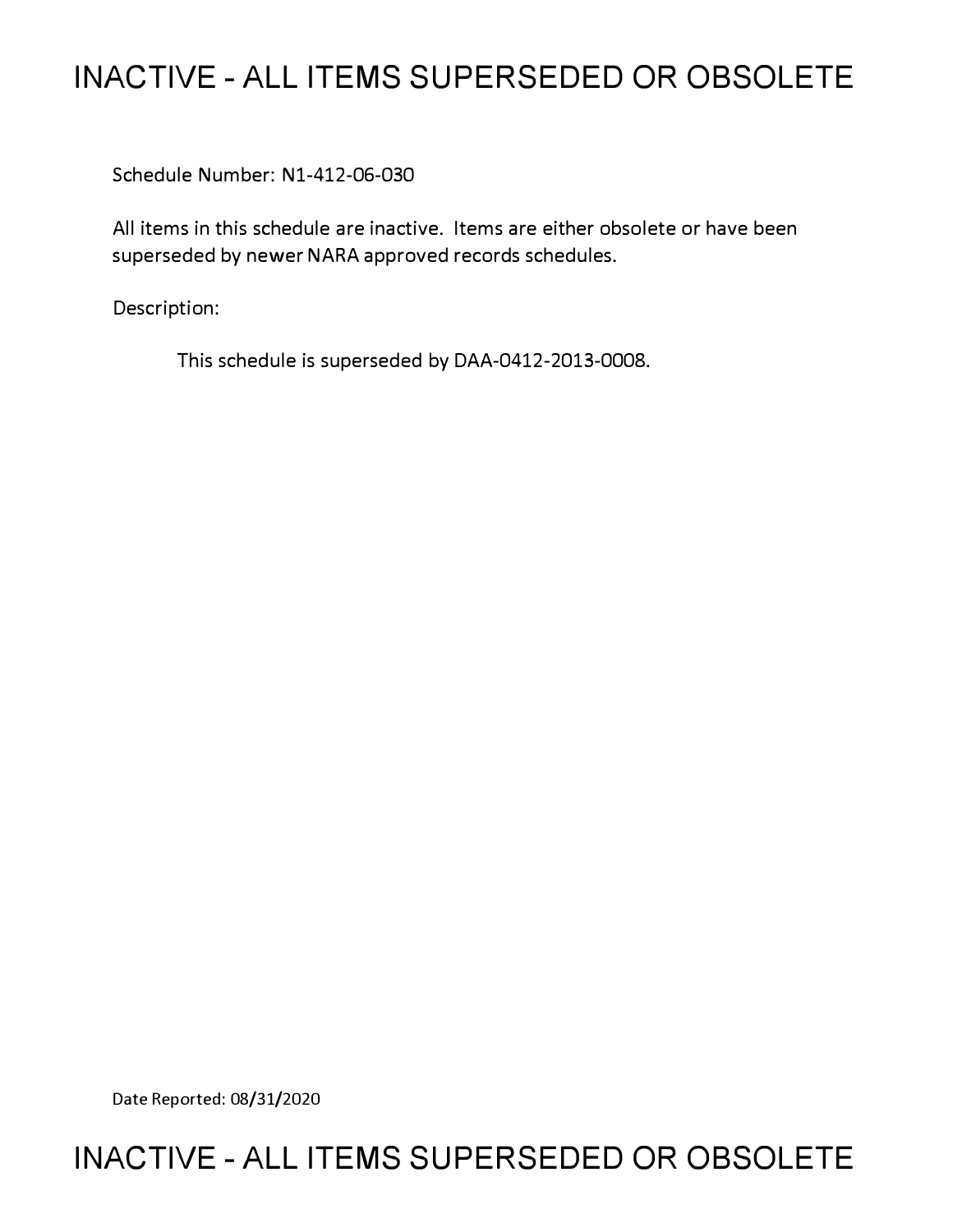# INACTIVE - ALL ITEMS SUPERSEDED OR OBSOLETE

Schedule Number: N1-412-06-030

All items in this schedule are inactive. Items are either obsolete or have been superseded by newer NARA approved records schedules.

Description:

This schedule is superseded by DAA-0412-2013-0008.

Date Reported: 08/31/2020

# INACTIVE - ALL ITEMS SUPERSEDED OR OBSOLETE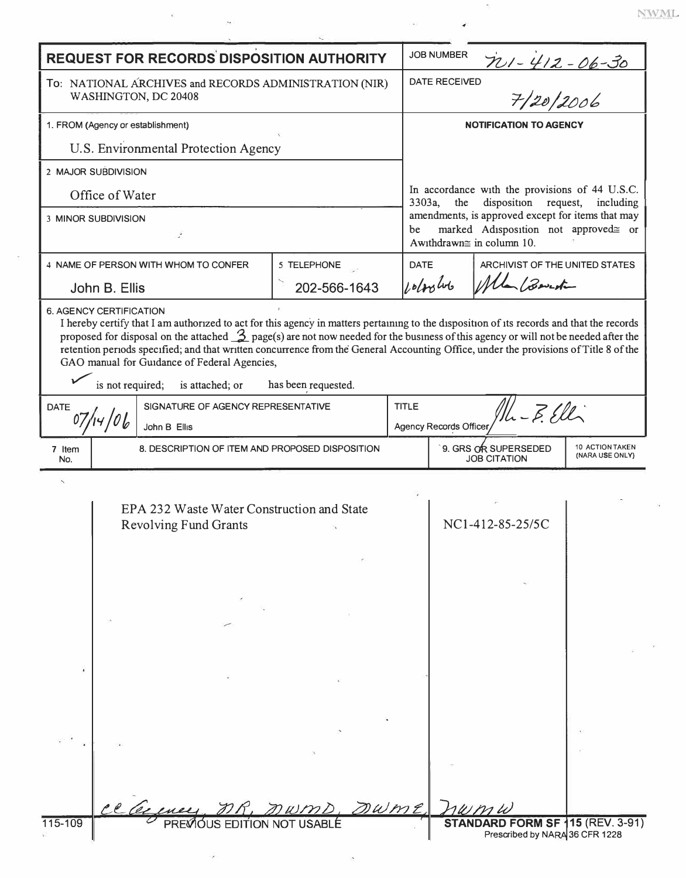# REQUEST FOR RECORDS DISPOSITION AUTHORITY

| | |
|---|---|
| **To:** NATIONAL ARCHIVES and RECORDS ADMINISTRATION (NIR) WASHINGTON, DC 20408 | **JOB NUMBER** N1-412-06-30 |
| | **DATE RECEIVED** 7/20/2006 |
| 1. FROM (Agency or establishment) U.S. Environmental Protection Agency | **NOTIFICATION TO AGENCY** |
| 2. MAJOR SUBDIVISION Office of Water | In accordance with the provisions of 44 U.S.C. 3303a, the disposition request, including amendments, is approved except for items that may be marked "disposition not approved" or "withdrawn" in column 10. |
| 3. MINOR SUBDIVISION | |

| 4. NAME OF PERSON WITH WHOM TO CONFER | 5. TELEPHONE | DATE | ARCHIVIST OF THE UNITED STATES |
|---|---|---|---|
| John B. Ellis | 202-566-1643 | 10/20/06 | *(signature)* |

**6. AGENCY CERTIFICATION**

I hereby certify that I am authorized to act for this agency in matters pertaining to the disposition of its records and that the records proposed for disposal on the attached 3 page(s) are not now needed for the business of this agency or will not be needed after the retention periods specified; and that written concurrence from the General Accounting Office, under the provisions of Title 8 of the GAO manual for Guidance of Federal Agencies,

✓ is not required; is attached; or has been requested.

| DATE | SIGNATURE OF AGENCY REPRESENTATIVE | TITLE |
|---|---|---|
| 07/14/06 | John B Ellis | Agency Records Officer *(signature)* |

| 7. Item No. | 8. DESCRIPTION OF ITEM AND PROPOSED DISPOSITION | 9. GRS OR SUPERSEDED JOB CITATION | 10. ACTION TAKEN (NARA USE ONLY) |
|---|---|---|---|
| | EPA 232 Waste Water Construction and State Revolving Fund Grants | NC1-412-85-25/5C | |

cc Agency, NR, NWMD, NWME, NWMW

115-109 PREVIOUS EDITION NOT USABLE

**STANDARD FORM SF 115 (REV. 3-91)**
Prescribed by NARA 36 CFR 1228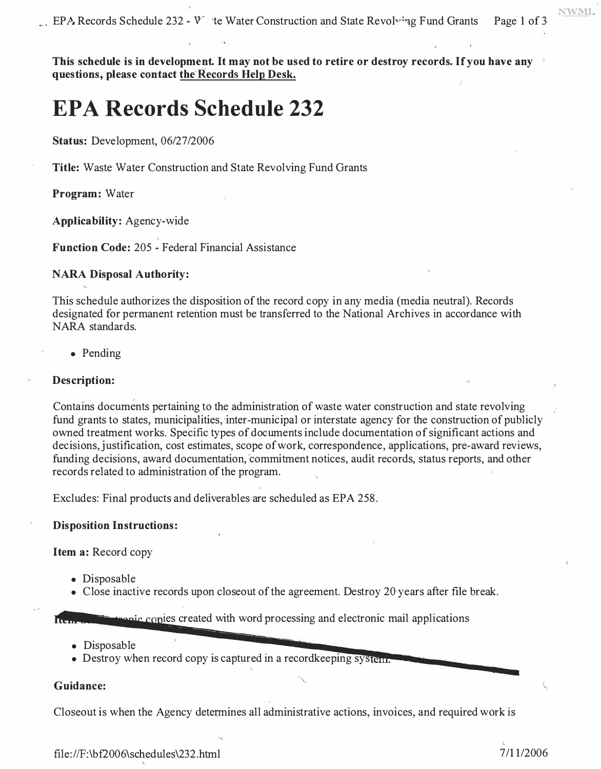This schedule is in development. It may not be used to retire or destroy records. If you have any questions, please contact the Records Help Desk.

# EPA Records Schedule 232

**Status:** Development, 06/27/2006

**Title:** Waste Water Construction and State Revolving Fund Grants

**Program:** Water

**Applicability:** Agency-wide

**Function Code:** 205 - Federal Financial Assistance

**NARA Disposal Authority:**

This schedule authorizes the disposition of the record copy in any media (media neutral). Records designated for permanent retention must be transferred to the National Archives in accordance with NARA standards.

- Pending

**Description:**

Contains documents pertaining to the administration of waste water construction and state revolving fund grants to states, municipalities, inter-municipal or interstate agency for the construction of publicly owned treatment works. Specific types of documents include documentation of significant actions and decisions, justification, cost estimates, scope of work, correspondence, applications, pre-award reviews, funding decisions, award documentation, commitment notices, audit records, status reports, and other records related to administration of the program.

Excludes: Final products and deliverables are scheduled as EPA 258.

**Disposition Instructions:**

**Item a:** Record copy

- Disposable
- Close inactive records upon closeout of the agreement. Destroy 20 years after file break.

**Item b:** Electronic copies created with word processing and electronic mail applications

- Disposable
- Destroy when record copy is captured in a recordkeeping system.

**Guidance:**

Closeout is when the Agency determines all administrative actions, invoices, and required work is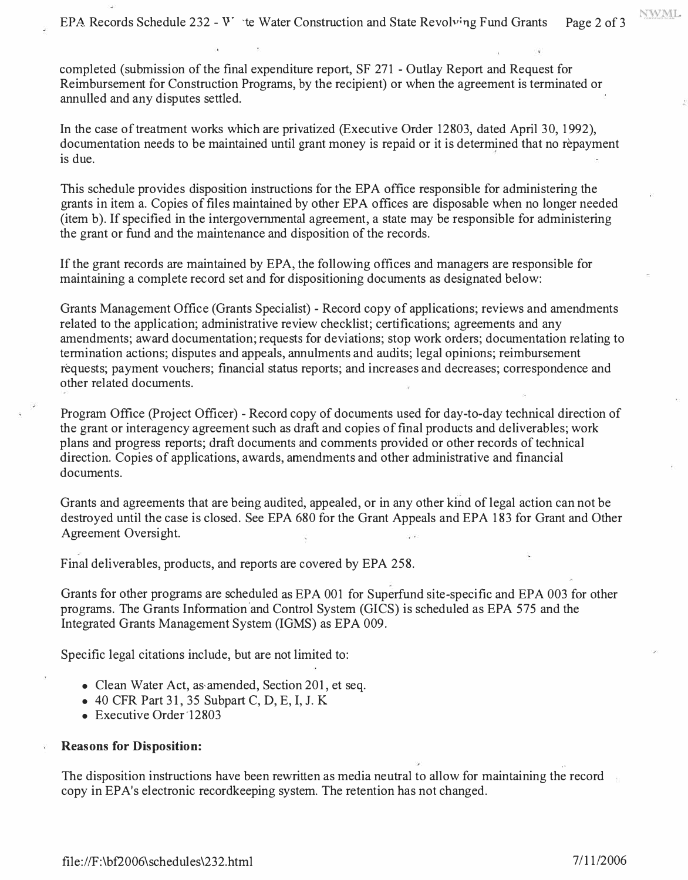completed (submission of the final expenditure report, SF 271 - Outlay Report and Request for Reimbursement for Construction Programs, by the recipient) or when the agreement is terminated or annulled and any disputes settled.

In the case of treatment works which are privatized (Executive Order 12803, dated April 30, 1992), documentation needs to be maintained until grant money is repaid or it is determined that no repayment is due.

This schedule provides disposition instructions for the EPA office responsible for administering the grants in item a. Copies of files maintained by other EPA offices are disposable when no longer needed (item b). If specified in the intergovernmental agreement, a state may be responsible for administering the grant or fund and the maintenance and disposition of the records.

If the grant records are maintained by EPA, the following offices and managers are responsible for maintaining a complete record set and for dispositioning documents as designated below:

Grants Management Office (Grants Specialist) - Record copy of applications; reviews and amendments related to the application; administrative review checklist; certifications; agreements and any amendments; award documentation; requests for deviations; stop work orders; documentation relating to termination actions; disputes and appeals, annulments and audits; legal opinions; reimbursement requests; payment vouchers; financial status reports; and increases and decreases; correspondence and other related documents.

Program Office (Project Officer) - Record copy of documents used for day-to-day technical direction of the grant or interagency agreement such as draft and copies of final products and deliverables; work plans and progress reports; draft documents and comments provided or other records of technical direction. Copies of applications, awards, amendments and other administrative and financial documents.

Grants and agreements that are being audited, appealed, or in any other kind of legal action can not be destroyed until the case is closed. See EPA 680 for the Grant Appeals and EPA 183 for Grant and Other Agreement Oversight.

Final deliverables, products, and reports are covered by EPA 258.

Grants for other programs are scheduled as EPA 001 for Superfund site-specific and EPA 003 for other programs. The Grants Information and Control System (GICS) is scheduled as EPA 575 and the Integrated Grants Management System (IGMS) as EPA 009.

Specific legal citations include, but are not limited to:

- Clean Water Act, as amended, Section 201, et seq.
- 40 CFR Part 31, 35 Subpart C, D, E, I, J. K
- Executive Order 12803

**Reasons for Disposition:**

The disposition instructions have been rewritten as media neutral to allow for maintaining the record copy in EPA's electronic recordkeeping system. The retention has not changed.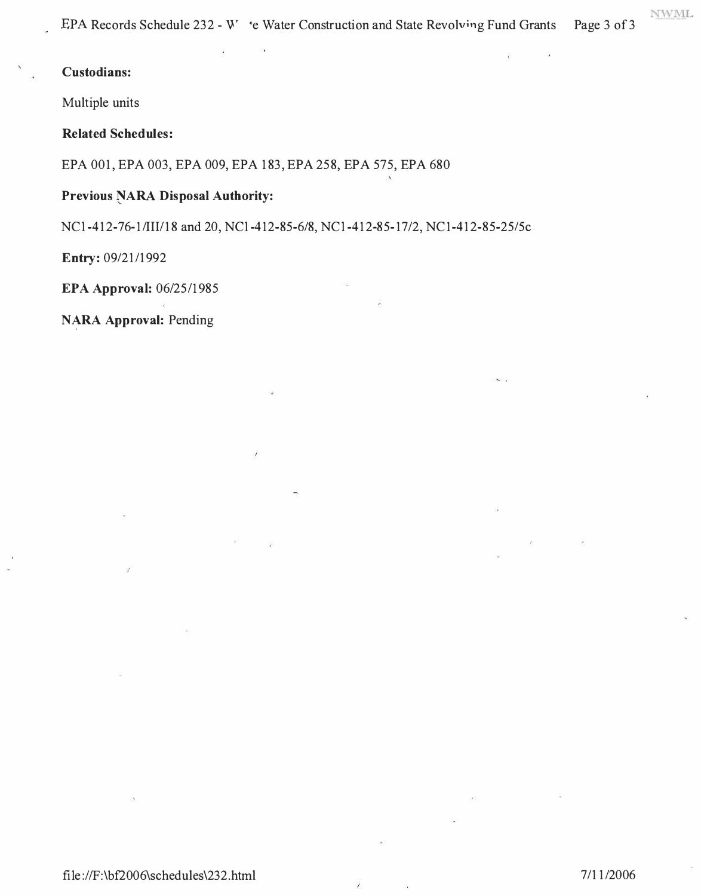**Custodians:**

Multiple units

**Related Schedules:**

EPA 001, EPA 003, EPA 009, EPA 183, EPA 258, EPA 575, EPA 680

**Previous NARA Disposal Authority:**

NC1-412-76-1/III/18 and 20, NC1-412-85-6/8, NC1-412-85-17/2, NC1-412-85-25/5c

**Entry:** 09/21/1992

**EPA Approval:** 06/25/1985

**NARA Approval:** Pending